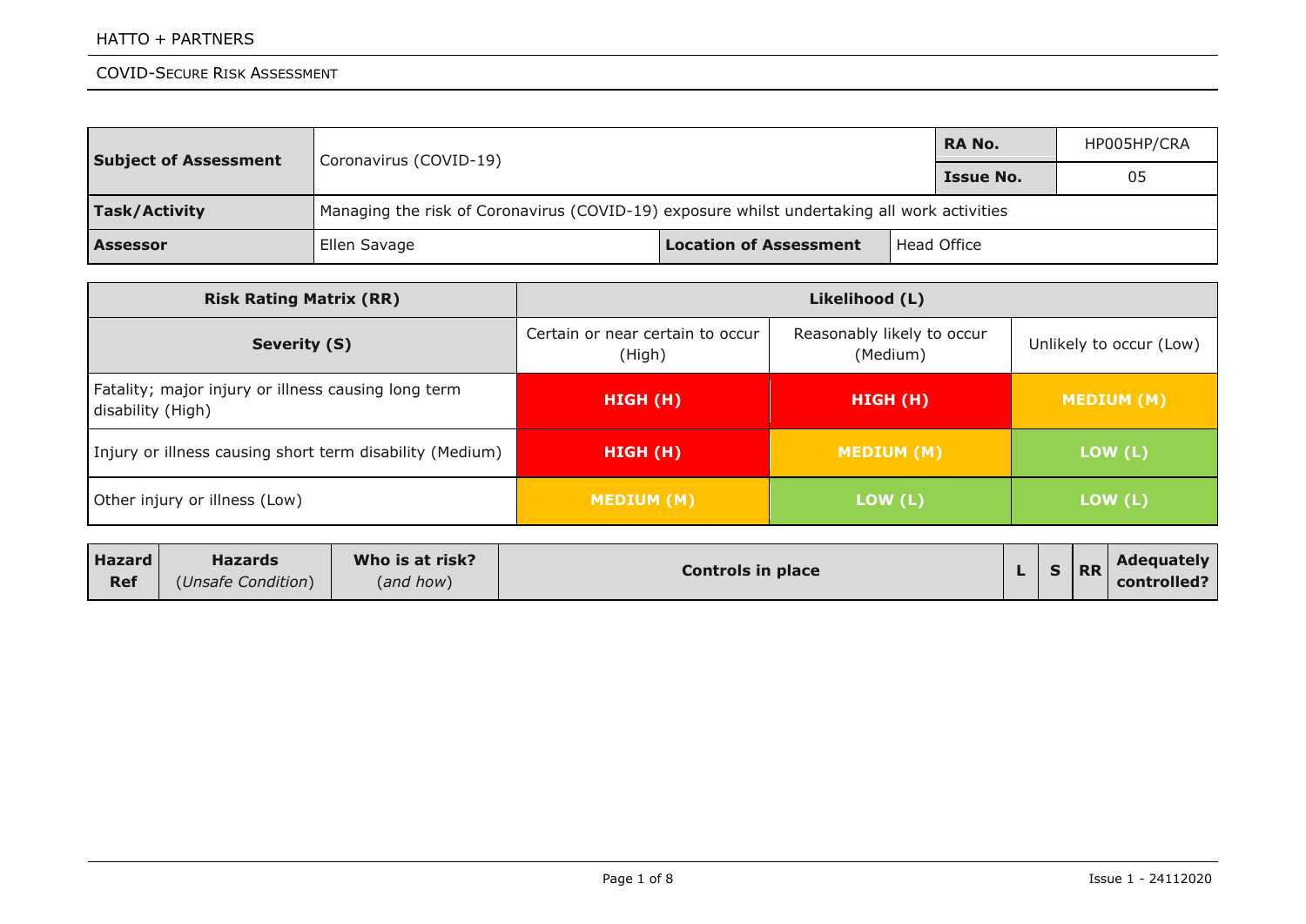| Subject of Assessment | Coronavirus (COVID-19) | | | RA No. | HP005HP/CRA |
|---|---|---|---|---|---|
| | | | | Issue No. | 05 |
| Task/Activity | Managing the risk of Coronavirus (COVID-19) exposure whilst undertaking all work activities | | | | |
| Assessor | Ellen Savage | Location of Assessment | Head Office | | |

| Risk Rating Matrix (RR) | Likelihood (L) | | |
|---|---|---|---|
| **Severity (S)** | Certain or near certain to occur (High) | Reasonably likely to occur (Medium) | Unlikely to occur (Low) |
| Fatality; major injury or illness causing long term disability (High) | HIGH (H) | HIGH (H) | MEDIUM (M) |
| Injury or illness causing short term disability (Medium) | HIGH (H) | MEDIUM (M) | LOW (L) |
| Other injury or illness (Low) | MEDIUM (M) | LOW (L) | LOW (L) |

| Hazard Ref | Hazards (*Unsafe Condition*) | Who is at risk? (*and how*) | Controls in place | L | S | RR | Adequately controlled? |
|---|---|---|---|---|---|---|---|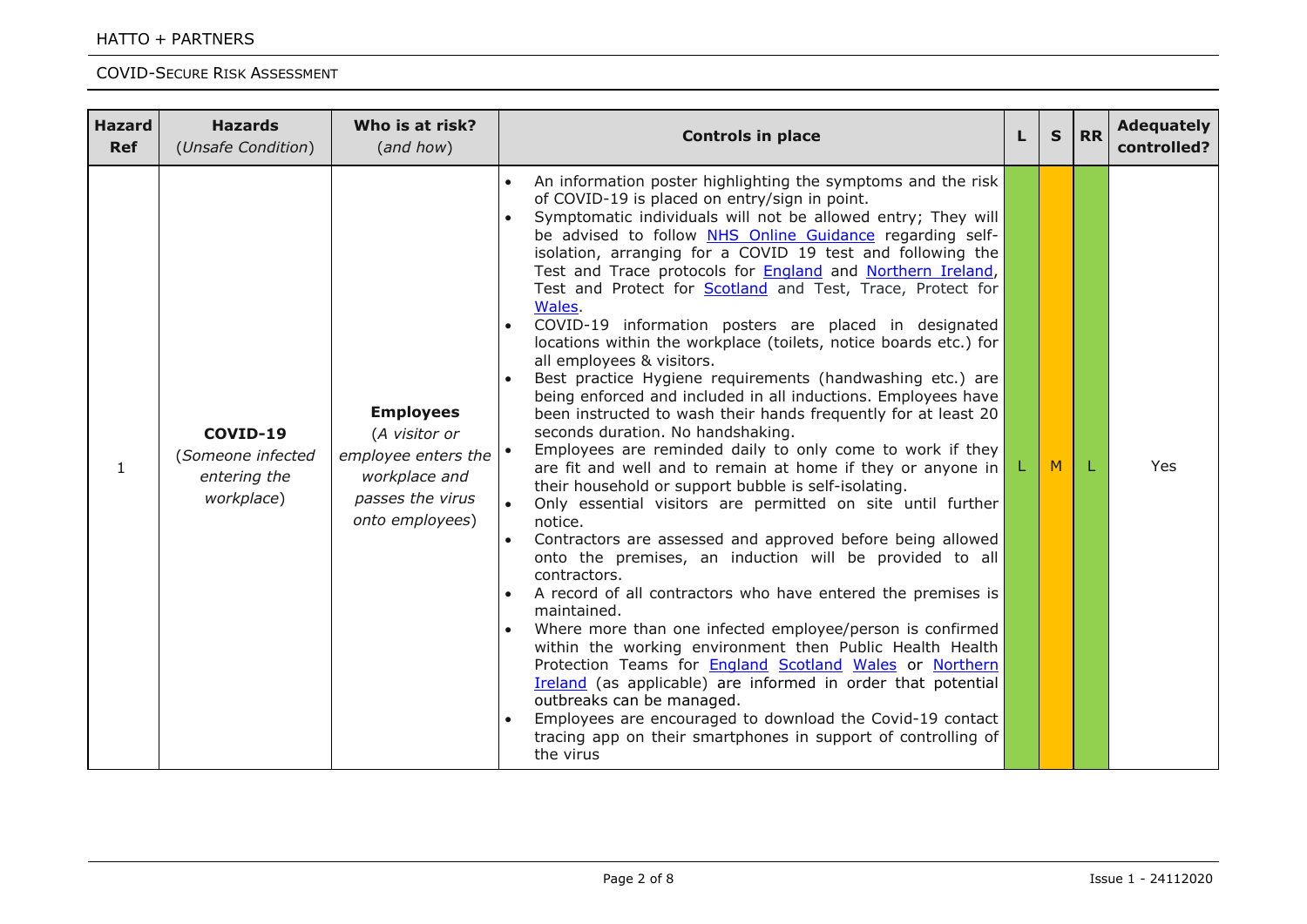| Hazard Ref | Hazards (*Unsafe Condition*) | Who is at risk? (*and how*) | Controls in place | L | S | RR | Adequately controlled? |
|---|---|---|---|---|---|---|---|
| 1 | **COVID-19** (*Someone infected entering the workplace*) | **Employees** (*A visitor or employee enters the workplace and passes the virus onto employees*) | • An information poster highlighting the symptoms and the risk of COVID-19 is placed on entry/sign in point.<br>• Symptomatic individuals will not be allowed entry; They will be advised to follow NHS Online Guidance regarding self-isolation, arranging for a COVID 19 test and following the Test and Trace protocols for England and Northern Ireland, Test and Protect for Scotland and Test, Trace, Protect for Wales.<br>• COVID-19 information posters are placed in designated locations within the workplace (toilets, notice boards etc.) for all employees & visitors.<br>• Best practice Hygiene requirements (handwashing etc.) are being enforced and included in all inductions. Employees have been instructed to wash their hands frequently for at least 20 seconds duration. No handshaking.<br>• Employees are reminded daily to only come to work if they are fit and well and to remain at home if they or anyone in their household or support bubble is self-isolating.<br>• Only essential visitors are permitted on site until further notice.<br>• Contractors are assessed and approved before being allowed onto the premises, an induction will be provided to all contractors.<br>• A record of all contractors who have entered the premises is maintained.<br>• Where more than one infected employee/person is confirmed within the working environment then Public Health Health Protection Teams for England Scotland Wales or Northern Ireland (as applicable) are informed in order that potential outbreaks can be managed.<br>• Employees are encouraged to download the Covid-19 contact tracing app on their smartphones in support of controlling of the virus | L | M | L | Yes |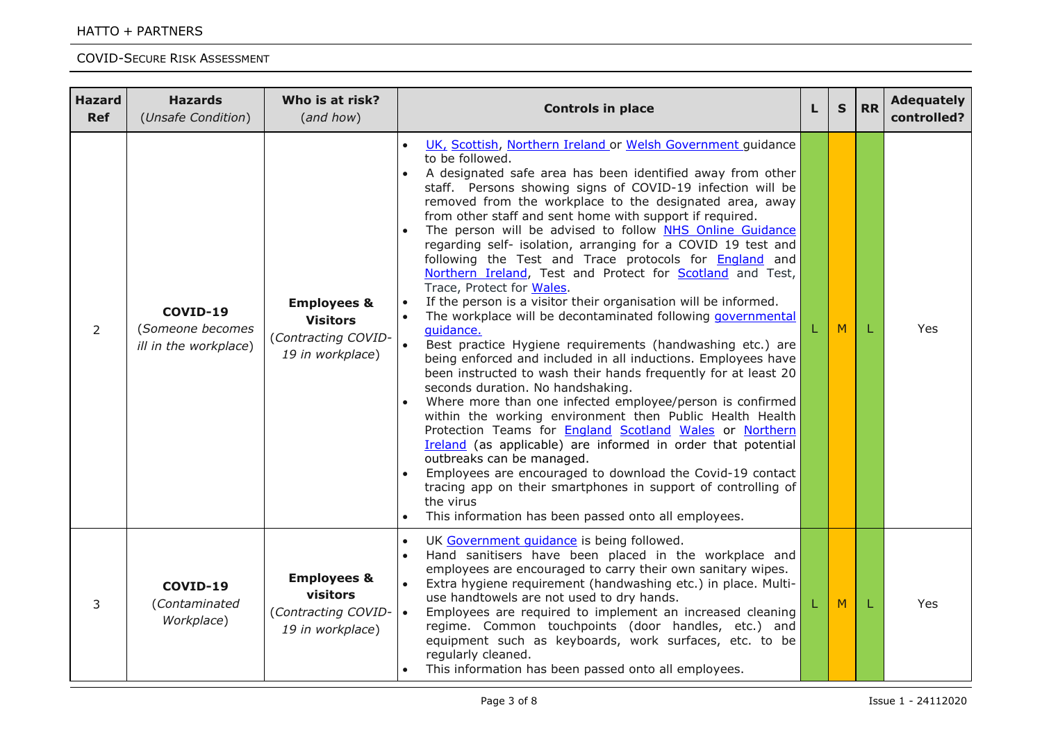| Hazard Ref | Hazards (*Unsafe Condition*) | Who is at risk? (*and how*) | Controls in place | L | S | RR | Adequately controlled? |
|---|---|---|---|---|---|---|---|
| 2 | **COVID-19** (*Someone becomes ill in the workplace*) | **Employees & Visitors** (*Contracting COVID-19 in workplace*) | • UK, Scottish, Northern Ireland or Welsh Government guidance to be followed.<br>• A designated safe area has been identified away from other staff. Persons showing signs of COVID-19 infection will be removed from the workplace to the designated area, away from other staff and sent home with support if required.<br>• The person will be advised to follow NHS Online Guidance regarding self- isolation, arranging for a COVID 19 test and following the Test and Trace protocols for England and Northern Ireland, Test and Protect for Scotland and Test, Trace, Protect for Wales.<br>• If the person is a visitor their organisation will be informed.<br>• The workplace will be decontaminated following governmental guidance.<br>• Best practice Hygiene requirements (handwashing etc.) are being enforced and included in all inductions. Employees have been instructed to wash their hands frequently for at least 20 seconds duration. No handshaking.<br>• Where more than one infected employee/person is confirmed within the working environment then Public Health Health Protection Teams for England Scotland Wales or Northern Ireland (as applicable) are informed in order that potential outbreaks can be managed.<br>• Employees are encouraged to download the Covid-19 contact tracing app on their smartphones in support of controlling of the virus<br>• This information has been passed onto all employees. | L | M | L | Yes |
| 3 | **COVID-19** (*Contaminated Workplace*) | **Employees & visitors** (*Contracting COVID-19 in workplace*) | • UK Government guidance is being followed.<br>• Hand sanitisers have been placed in the workplace and employees are encouraged to carry their own sanitary wipes.<br>• Extra hygiene requirement (handwashing etc.) in place. Multi-use handtowels are not used to dry hands.<br>• Employees are required to implement an increased cleaning regime. Common touchpoints (door handles, etc.) and equipment such as keyboards, work surfaces, etc. to be regularly cleaned.<br>• This information has been passed onto all employees. | L | M | L | Yes |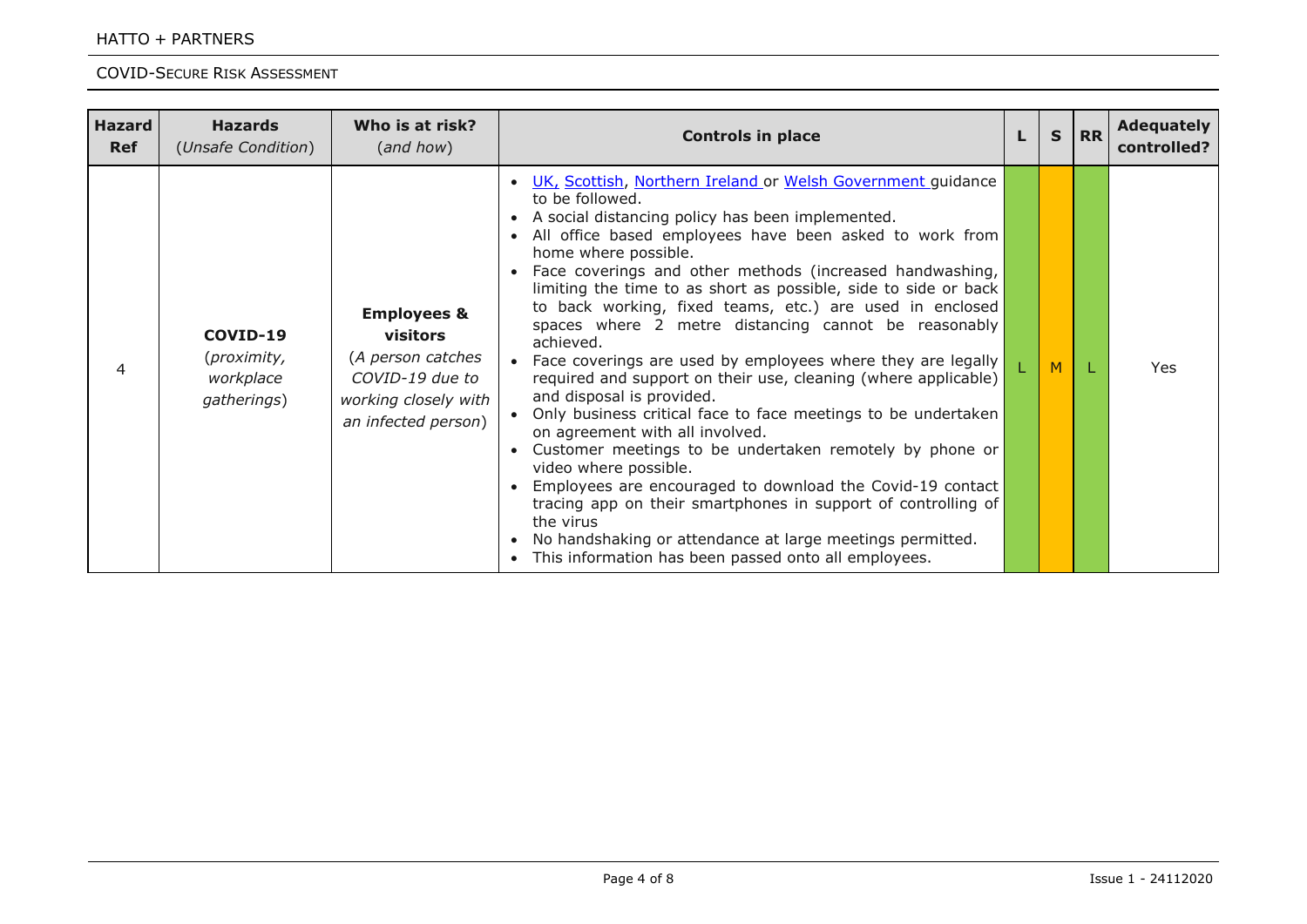| Hazard Ref | Hazards (*Unsafe Condition*) | Who is at risk? (*and how*) | Controls in place | L | S | RR | Adequately controlled? |
|---|---|---|---|---|---|---|---|
| 4 | **COVID-19** (*proximity, workplace gatherings*) | **Employees & visitors** (*A person catches COVID-19 due to working closely with an infected person*) | • UK, Scottish, Northern Ireland or Welsh Government guidance to be followed.<br>• A social distancing policy has been implemented.<br>• All office based employees have been asked to work from home where possible.<br>• Face coverings and other methods (increased handwashing, limiting the time to as short as possible, side to side or back to back working, fixed teams, etc.) are used in enclosed spaces where 2 metre distancing cannot be reasonably achieved.<br>• Face coverings are used by employees where they are legally required and support on their use, cleaning (where applicable) and disposal is provided.<br>• Only business critical face to face meetings to be undertaken on agreement with all involved.<br>• Customer meetings to be undertaken remotely by phone or video where possible.<br>• Employees are encouraged to download the Covid-19 contact tracing app on their smartphones in support of controlling of the virus<br>• No handshaking or attendance at large meetings permitted.<br>• This information has been passed onto all employees. | L | M | L | Yes |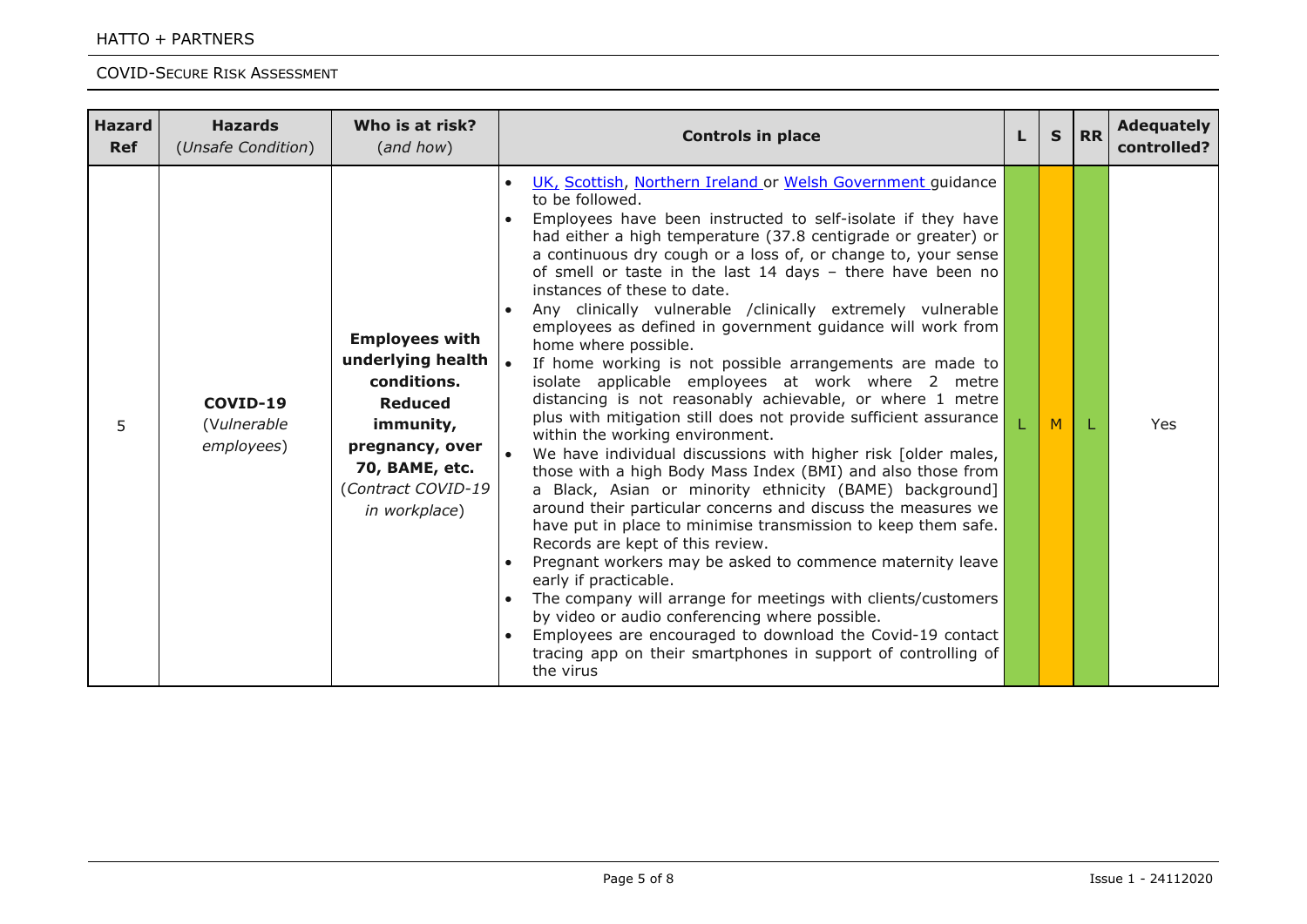| Hazard Ref | Hazards (*Unsafe Condition*) | Who is at risk? (*and how*) | Controls in place | L | S | RR | Adequately controlled? |
|---|---|---|---|---|---|---|---|
| 5 | **COVID-19** (*Vulnerable employees*) | **Employees with underlying health conditions. Reduced immunity, pregnancy, over 70, BAME, etc.** (*Contract COVID-19 in workplace*) | • UK, Scottish, Northern Ireland or Welsh Government guidance to be followed.<br>• Employees have been instructed to self-isolate if they have had either a high temperature (37.8 centigrade or greater) or a continuous dry cough or a loss of, or change to, your sense of smell or taste in the last 14 days – there have been no instances of these to date.<br>• Any clinically vulnerable /clinically extremely vulnerable employees as defined in government guidance will work from home where possible.<br>• If home working is not possible arrangements are made to isolate applicable employees at work where 2 metre distancing is not reasonably achievable, or where 1 metre plus with mitigation still does not provide sufficient assurance within the working environment.<br>• We have individual discussions with higher risk [older males, those with a high Body Mass Index (BMI) and also those from a Black, Asian or minority ethnicity (BAME) background] around their particular concerns and discuss the measures we have put in place to minimise transmission to keep them safe. Records are kept of this review.<br>• Pregnant workers may be asked to commence maternity leave early if practicable.<br>• The company will arrange for meetings with clients/customers by video or audio conferencing where possible.<br>• Employees are encouraged to download the Covid-19 contact tracing app on their smartphones in support of controlling of the virus | L | M | L | Yes |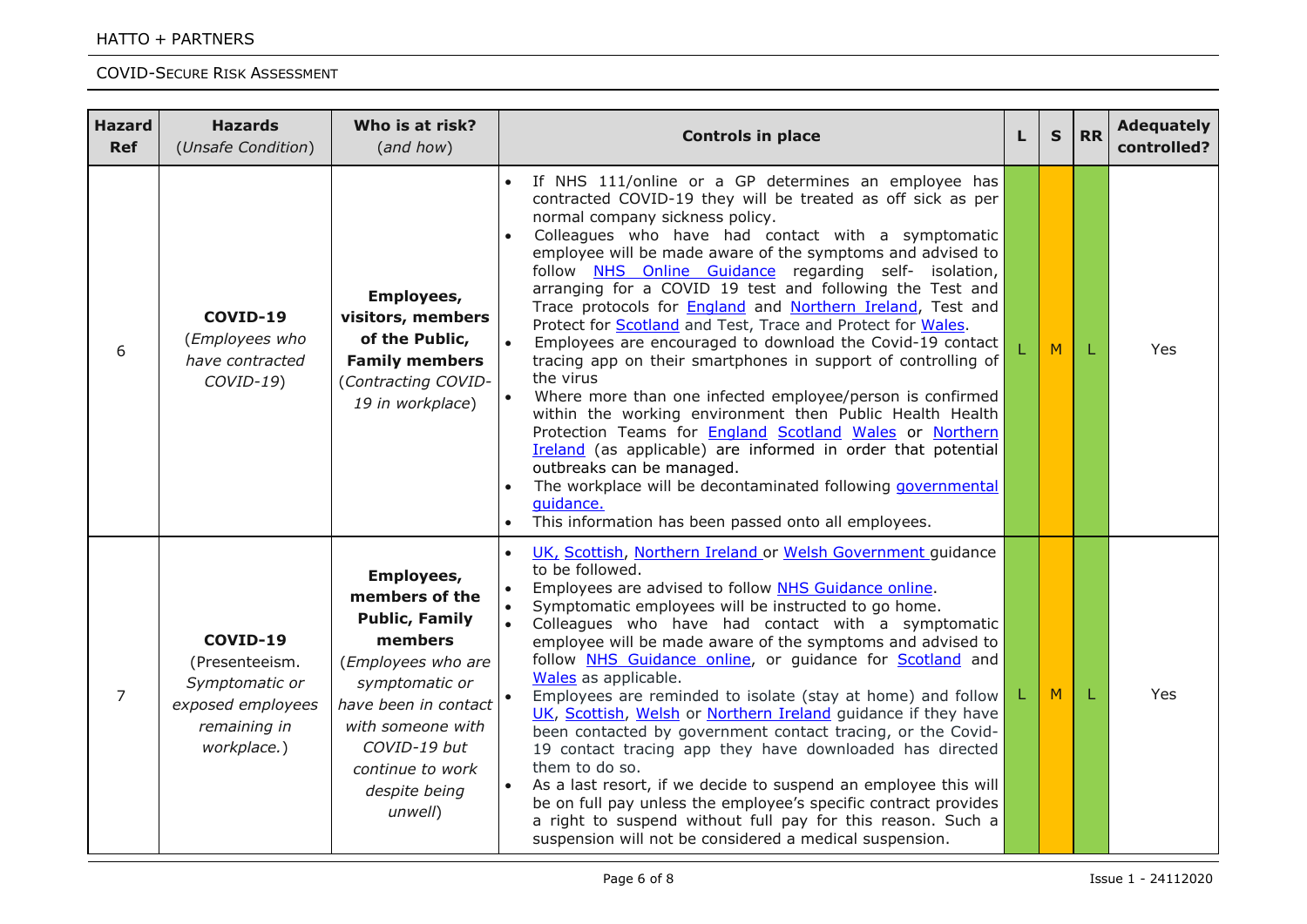| Hazard Ref | Hazards (*Unsafe Condition*) | Who is at risk? (*and how*) | Controls in place | L | S | RR | Adequately controlled? |
|---|---|---|---|---|---|---|---|
| 6 | **COVID-19** (*Employees who have contracted COVID-19*) | **Employees, visitors, members of the Public, Family members** (*Contracting COVID-19 in workplace*) | • If NHS 111/online or a GP determines an employee has contracted COVID-19 they will be treated as off sick as per normal company sickness policy.<br>• Colleagues who have had contact with a symptomatic employee will be made aware of the symptoms and advised to follow NHS Online Guidance regarding self- isolation, arranging for a COVID 19 test and following the Test and Trace protocols for England and Northern Ireland, Test and Protect for Scotland and Test, Trace and Protect for Wales.<br>• Employees are encouraged to download the Covid-19 contact tracing app on their smartphones in support of controlling of the virus<br>• Where more than one infected employee/person is confirmed within the working environment then Public Health Health Protection Teams for England Scotland Wales or Northern Ireland (as applicable) are informed in order that potential outbreaks can be managed.<br>• The workplace will be decontaminated following governmental guidance.<br>• This information has been passed onto all employees. | L | M | L | Yes |
| 7 | **COVID-19** (Presenteeism. *Symptomatic or exposed employees remaining in workplace.*) | **Employees, members of the Public, Family members** (*Employees who are symptomatic or have been in contact with someone with COVID-19 but continue to work despite being unwell*) | • UK, Scottish, Northern Ireland or Welsh Government guidance to be followed.<br>• Employees are advised to follow NHS Guidance online.<br>• Symptomatic employees will be instructed to go home.<br>• Colleagues who have had contact with a symptomatic employee will be made aware of the symptoms and advised to follow NHS Guidance online, or guidance for Scotland and Wales as applicable.<br>• Employees are reminded to isolate (stay at home) and follow UK, Scottish, Welsh or Northern Ireland guidance if they have been contacted by government contact tracing, or the Covid-19 contact tracing app they have downloaded has directed them to do so.<br>• As a last resort, if we decide to suspend an employee this will be on full pay unless the employee's specific contract provides a right to suspend without full pay for this reason. Such a suspension will not be considered a medical suspension. | L | M | L | Yes |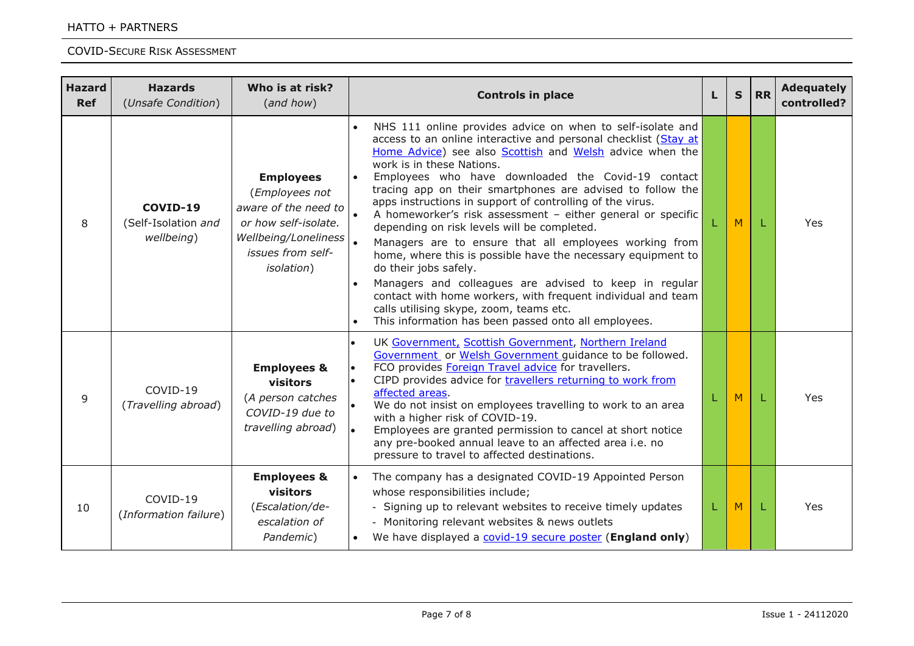| Hazard Ref | Hazards (*Unsafe Condition*) | Who is at risk? (*and how*) | Controls in place | L | S | RR | Adequately controlled? |
|---|---|---|---|---|---|---|---|
| 8 | **COVID-19** (Self-Isolation *and wellbeing*) | **Employees** (*Employees not aware of the need to or how self-isolate. Wellbeing/Loneliness issues from self-isolation*) | • NHS 111 online provides advice on when to self-isolate and access to an online interactive and personal checklist (Stay at Home Advice) see also Scottish and Welsh advice when the work is in these Nations.<br>• Employees who have downloaded the Covid-19 contact tracing app on their smartphones are advised to follow the apps instructions in support of controlling of the virus.<br>• A homeworker's risk assessment – either general or specific depending on risk levels will be completed.<br>• Managers are to ensure that all employees working from home, where this is possible have the necessary equipment to do their jobs safely.<br>• Managers and colleagues are advised to keep in regular contact with home workers, with frequent individual and team calls utilising skype, zoom, teams etc.<br>• This information has been passed onto all employees. | L | M | L | Yes |
| 9 | COVID-19 (*Travelling abroad*) | **Employees & visitors** (*A person catches COVID-19 due to travelling abroad*) | • UK Government, Scottish Government, Northern Ireland Government or Welsh Government guidance to be followed.<br>• FCO provides Foreign Travel advice for travellers.<br>• CIPD provides advice for travellers returning to work from affected areas.<br>• We do not insist on employees travelling to work to an area with a higher risk of COVID-19.<br>• Employees are granted permission to cancel at short notice any pre-booked annual leave to an affected area i.e. no pressure to travel to affected destinations. | L | M | L | Yes |
| 10 | COVID-19 (*Information failure*) | **Employees & visitors** (*Escalation/de-escalation of Pandemic*) | • The company has a designated COVID-19 Appointed Person whose responsibilities include;<br>- Signing up to relevant websites to receive timely updates<br>- Monitoring relevant websites & news outlets<br>• We have displayed a covid-19 secure poster (**England only**) | L | M | L | Yes |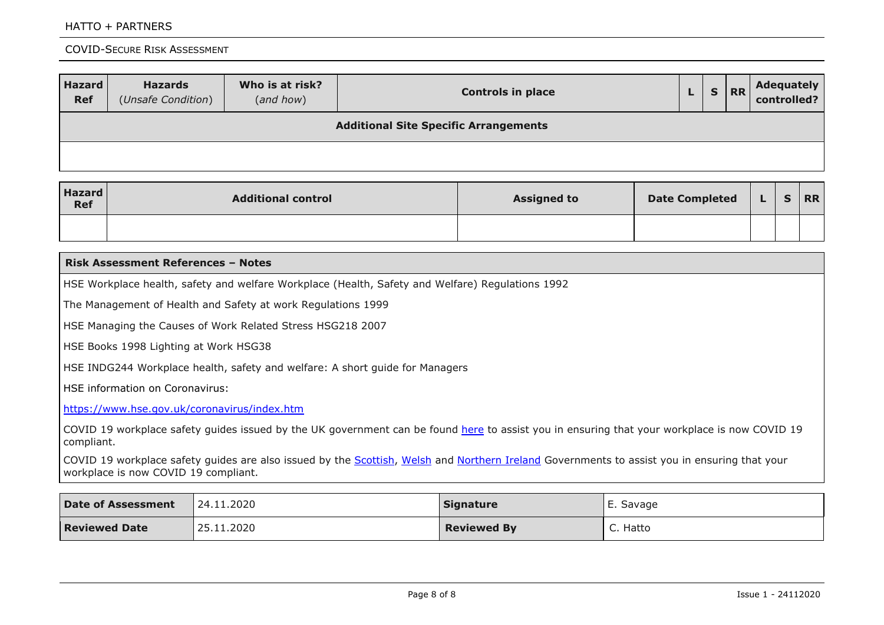| Hazard Ref | Hazards (*Unsafe Condition*) | Who is at risk? (*and how*) | Controls in place | L | S | RR | Adequately controlled? |
|---|---|---|---|---|---|---|---|
| **Additional Site Specific Arrangements** | | | | | | | |
| | | | | | | | |

| Hazard Ref | Additional control | Assigned to | Date Completed | L | S | RR |
|---|---|---|---|---|---|---|
| | | | | | | |

| **Risk Assessment References – Notes** |
|---|
| HSE Workplace health, safety and welfare Workplace (Health, Safety and Welfare) Regulations 1992 |
| The Management of Health and Safety at work Regulations 1999 |
| HSE Managing the Causes of Work Related Stress HSG218 2007 |
| HSE Books 1998 Lighting at Work HSG38 |
| HSE INDG244 Workplace health, safety and welfare: A short guide for Managers |
| HSE information on Coronavirus: |
| https://www.hse.gov.uk/coronavirus/index.htm |
| COVID 19 workplace safety guides issued by the UK government can be found here to assist you in ensuring that your workplace is now COVID 19 compliant. |
| COVID 19 workplace safety guides are also issued by the Scottish, Welsh and Northern Ireland Governments to assist you in ensuring that your workplace is now COVID 19 compliant. |

| | | | |
|---|---|---|---|
| **Date of Assessment** | 24.11.2020 | **Signature** | E. Savage |
| **Reviewed Date** | 25.11.2020 | **Reviewed By** | C. Hatto |